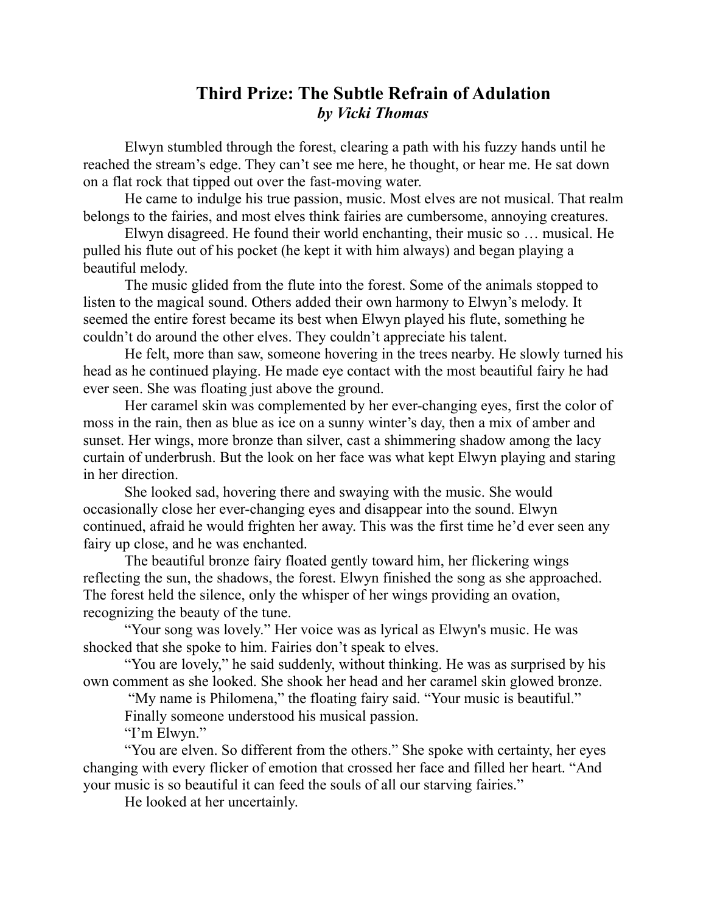# Third Prize: The Subtle Refrain of Adulation
***by Vicki Thomas***

Elwyn stumbled through the forest, clearing a path with his fuzzy hands until he reached the stream's edge. They can't see me here, he thought, or hear me. He sat down on a flat rock that tipped out over the fast-moving water.

He came to indulge his true passion, music. Most elves are not musical. That realm belongs to the fairies, and most elves think fairies are cumbersome, annoying creatures.

Elwyn disagreed. He found their world enchanting, their music so … musical. He pulled his flute out of his pocket (he kept it with him always) and began playing a beautiful melody.

The music glided from the flute into the forest. Some of the animals stopped to listen to the magical sound. Others added their own harmony to Elwyn's melody. It seemed the entire forest became its best when Elwyn played his flute, something he couldn't do around the other elves. They couldn't appreciate his talent.

He felt, more than saw, someone hovering in the trees nearby. He slowly turned his head as he continued playing. He made eye contact with the most beautiful fairy he had ever seen. She was floating just above the ground.

Her caramel skin was complemented by her ever-changing eyes, first the color of moss in the rain, then as blue as ice on a sunny winter's day, then a mix of amber and sunset. Her wings, more bronze than silver, cast a shimmering shadow among the lacy curtain of underbrush. But the look on her face was what kept Elwyn playing and staring in her direction.

She looked sad, hovering there and swaying with the music. She would occasionally close her ever-changing eyes and disappear into the sound. Elwyn continued, afraid he would frighten her away. This was the first time he'd ever seen any fairy up close, and he was enchanted.

The beautiful bronze fairy floated gently toward him, her flickering wings reflecting the sun, the shadows, the forest. Elwyn finished the song as she approached. The forest held the silence, only the whisper of her wings providing an ovation, recognizing the beauty of the tune.

"Your song was lovely." Her voice was as lyrical as Elwyn's music. He was shocked that she spoke to him. Fairies don't speak to elves.

"You are lovely," he said suddenly, without thinking. He was as surprised by his own comment as she looked. She shook her head and her caramel skin glowed bronze.

"My name is Philomena," the floating fairy said. "Your music is beautiful."

Finally someone understood his musical passion.

"I'm Elwyn."

"You are elven. So different from the others." She spoke with certainty, her eyes changing with every flicker of emotion that crossed her face and filled her heart. "And your music is so beautiful it can feed the souls of all our starving fairies."

He looked at her uncertainly.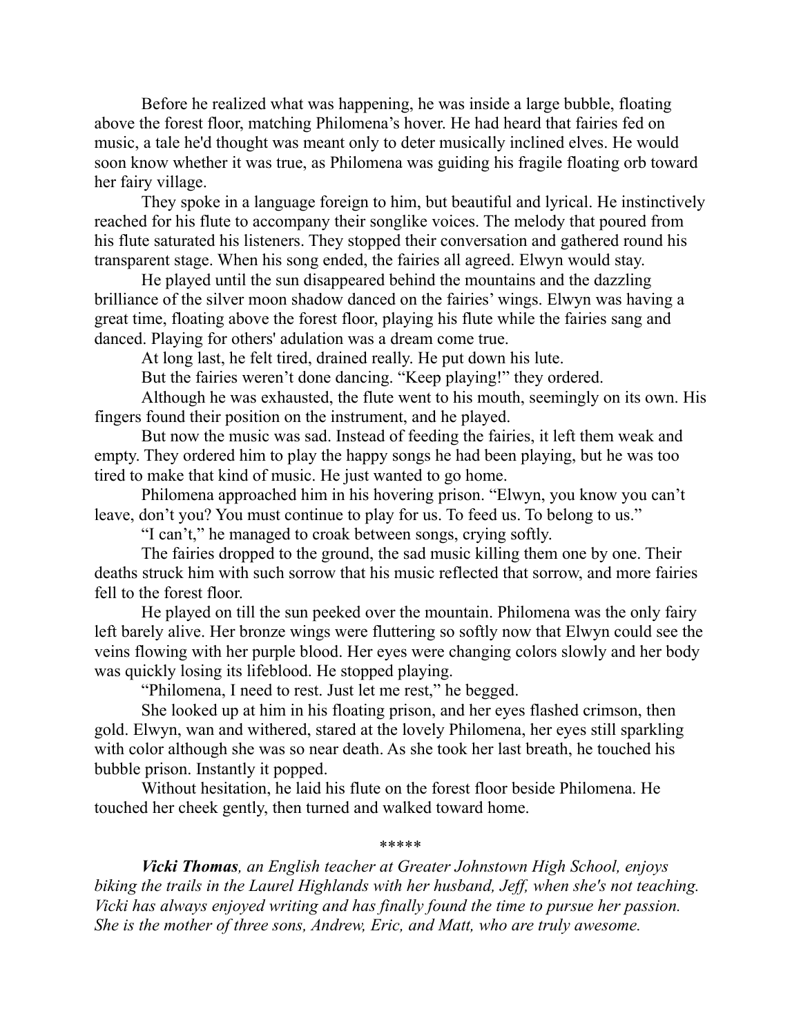Before he realized what was happening, he was inside a large bubble, floating above the forest floor, matching Philomena's hover. He had heard that fairies fed on music, a tale he'd thought was meant only to deter musically inclined elves. He would soon know whether it was true, as Philomena was guiding his fragile floating orb toward her fairy village.

They spoke in a language foreign to him, but beautiful and lyrical. He instinctively reached for his flute to accompany their songlike voices. The melody that poured from his flute saturated his listeners. They stopped their conversation and gathered round his transparent stage. When his song ended, the fairies all agreed. Elwyn would stay.

He played until the sun disappeared behind the mountains and the dazzling brilliance of the silver moon shadow danced on the fairies' wings. Elwyn was having a great time, floating above the forest floor, playing his flute while the fairies sang and danced. Playing for others' adulation was a dream come true.

At long last, he felt tired, drained really. He put down his lute.

But the fairies weren't done dancing. "Keep playing!" they ordered.

Although he was exhausted, the flute went to his mouth, seemingly on its own. His fingers found their position on the instrument, and he played.

But now the music was sad. Instead of feeding the fairies, it left them weak and empty. They ordered him to play the happy songs he had been playing, but he was too tired to make that kind of music. He just wanted to go home.

Philomena approached him in his hovering prison. "Elwyn, you know you can't leave, don't you? You must continue to play for us. To feed us. To belong to us."

"I can't," he managed to croak between songs, crying softly.

The fairies dropped to the ground, the sad music killing them one by one. Their deaths struck him with such sorrow that his music reflected that sorrow, and more fairies fell to the forest floor.

He played on till the sun peeked over the mountain. Philomena was the only fairy left barely alive. Her bronze wings were fluttering so softly now that Elwyn could see the veins flowing with her purple blood. Her eyes were changing colors slowly and her body was quickly losing its lifeblood. He stopped playing.

"Philomena, I need to rest. Just let me rest," he begged.

She looked up at him in his floating prison, and her eyes flashed crimson, then gold. Elwyn, wan and withered, stared at the lovely Philomena, her eyes still sparkling with color although she was so near death. As she took her last breath, he touched his bubble prison. Instantly it popped.

Without hesitation, he laid his flute on the forest floor beside Philomena. He touched her cheek gently, then turned and walked toward home.

*****

***Vicki Thomas**, an English teacher at Greater Johnstown High School, enjoys biking the trails in the Laurel Highlands with her husband, Jeff, when she's not teaching. Vicki has always enjoyed writing and has finally found the time to pursue her passion. She is the mother of three sons, Andrew, Eric, and Matt, who are truly awesome.*